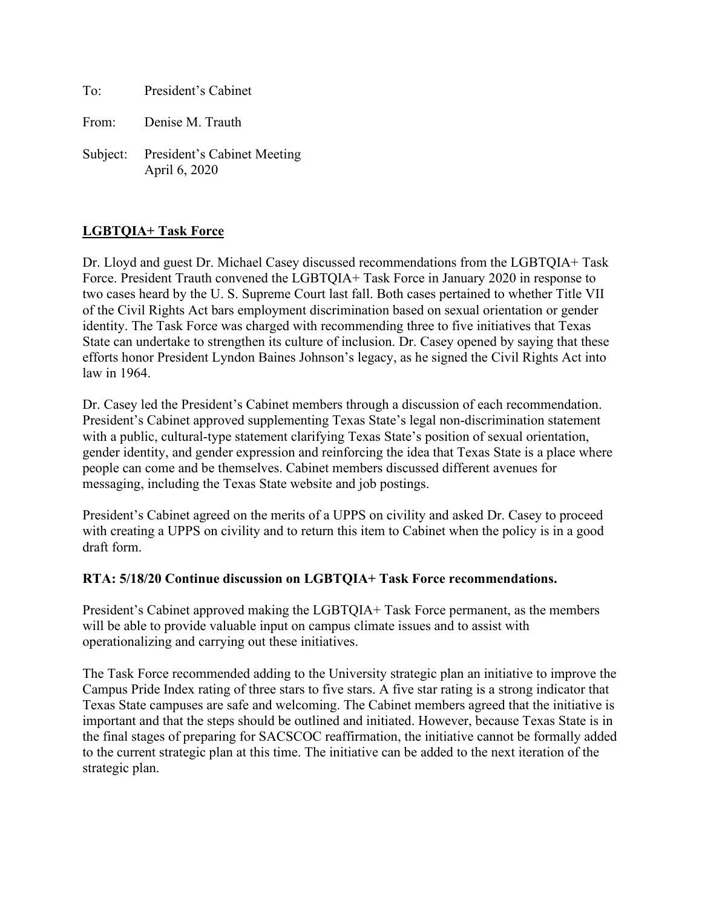To: President's Cabinet

From: Denise M. Trauth

Subject: President's Cabinet Meeting
April 6, 2020

**LGBTQIA+ Task Force**

Dr. Lloyd and guest Dr. Michael Casey discussed recommendations from the LGBTQIA+ Task Force. President Trauth convened the LGBTQIA+ Task Force in January 2020 in response to two cases heard by the U. S. Supreme Court last fall. Both cases pertained to whether Title VII of the Civil Rights Act bars employment discrimination based on sexual orientation or gender identity. The Task Force was charged with recommending three to five initiatives that Texas State can undertake to strengthen its culture of inclusion. Dr. Casey opened by saying that these efforts honor President Lyndon Baines Johnson's legacy, as he signed the Civil Rights Act into law in 1964.

Dr. Casey led the President's Cabinet members through a discussion of each recommendation. President's Cabinet approved supplementing Texas State's legal non-discrimination statement with a public, cultural-type statement clarifying Texas State's position of sexual orientation, gender identity, and gender expression and reinforcing the idea that Texas State is a place where people can come and be themselves. Cabinet members discussed different avenues for messaging, including the Texas State website and job postings.

President's Cabinet agreed on the merits of a UPPS on civility and asked Dr. Casey to proceed with creating a UPPS on civility and to return this item to Cabinet when the policy is in a good draft form.

**RTA: 5/18/20 Continue discussion on LGBTQIA+ Task Force recommendations.**

President's Cabinet approved making the LGBTQIA+ Task Force permanent, as the members will be able to provide valuable input on campus climate issues and to assist with operationalizing and carrying out these initiatives.

The Task Force recommended adding to the University strategic plan an initiative to improve the Campus Pride Index rating of three stars to five stars. A five star rating is a strong indicator that Texas State campuses are safe and welcoming. The Cabinet members agreed that the initiative is important and that the steps should be outlined and initiated. However, because Texas State is in the final stages of preparing for SACSCOC reaffirmation, the initiative cannot be formally added to the current strategic plan at this time. The initiative can be added to the next iteration of the strategic plan.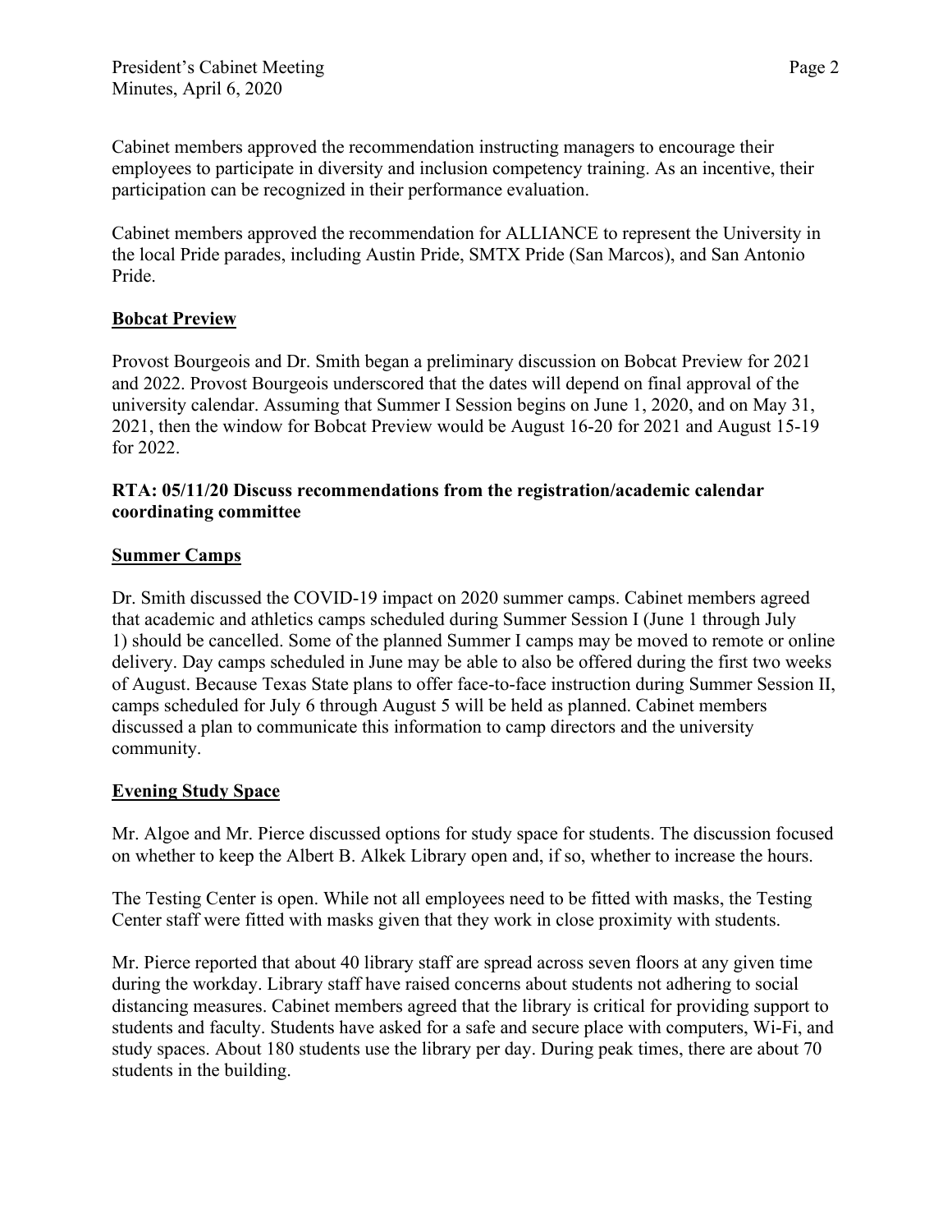Cabinet members approved the recommendation instructing managers to encourage their employees to participate in diversity and inclusion competency training. As an incentive, their participation can be recognized in their performance evaluation.

Cabinet members approved the recommendation for ALLIANCE to represent the University in the local Pride parades, including Austin Pride, SMTX Pride (San Marcos), and San Antonio Pride.

## Bobcat Preview

Provost Bourgeois and Dr. Smith began a preliminary discussion on Bobcat Preview for 2021 and 2022. Provost Bourgeois underscored that the dates will depend on final approval of the university calendar. Assuming that Summer I Session begins on June 1, 2020, and on May 31, 2021, then the window for Bobcat Preview would be August 16-20 for 2021 and August 15-19 for 2022.

**RTA: 05/11/20 Discuss recommendations from the registration/academic calendar coordinating committee**

## Summer Camps

Dr. Smith discussed the COVID-19 impact on 2020 summer camps. Cabinet members agreed that academic and athletics camps scheduled during Summer Session I (June 1 through July 1) should be cancelled. Some of the planned Summer I camps may be moved to remote or online delivery. Day camps scheduled in June may be able to also be offered during the first two weeks of August. Because Texas State plans to offer face-to-face instruction during Summer Session II, camps scheduled for July 6 through August 5 will be held as planned. Cabinet members discussed a plan to communicate this information to camp directors and the university community.

## Evening Study Space

Mr. Algoe and Mr. Pierce discussed options for study space for students. The discussion focused on whether to keep the Albert B. Alkek Library open and, if so, whether to increase the hours.

The Testing Center is open. While not all employees need to be fitted with masks, the Testing Center staff were fitted with masks given that they work in close proximity with students.

Mr. Pierce reported that about 40 library staff are spread across seven floors at any given time during the workday. Library staff have raised concerns about students not adhering to social distancing measures. Cabinet members agreed that the library is critical for providing support to students and faculty. Students have asked for a safe and secure place with computers, Wi-Fi, and study spaces. About 180 students use the library per day. During peak times, there are about 70 students in the building.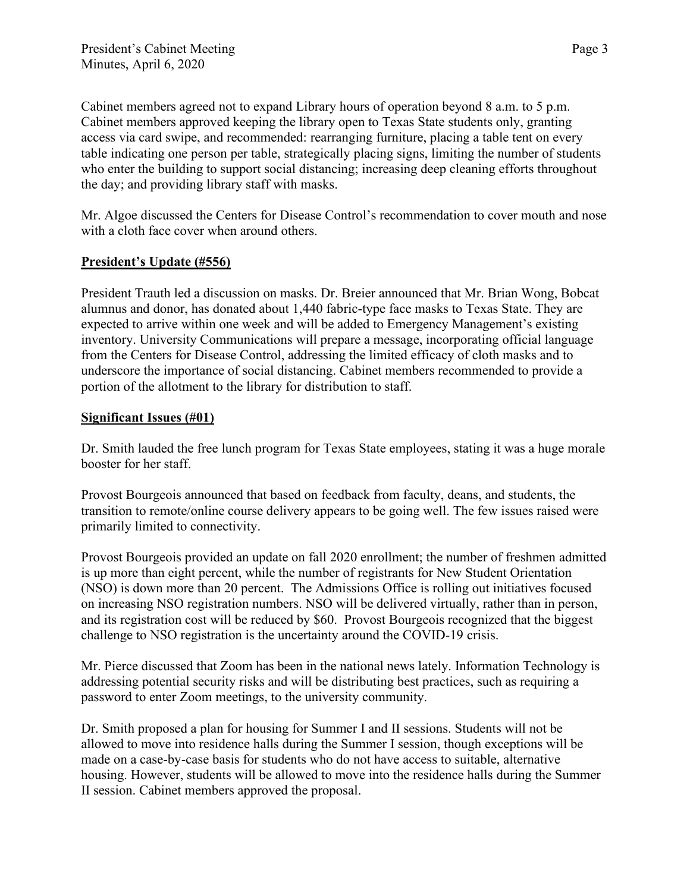Cabinet members agreed not to expand Library hours of operation beyond 8 a.m. to 5 p.m. Cabinet members approved keeping the library open to Texas State students only, granting access via card swipe, and recommended: rearranging furniture, placing a table tent on every table indicating one person per table, strategically placing signs, limiting the number of students who enter the building to support social distancing; increasing deep cleaning efforts throughout the day; and providing library staff with masks.

Mr. Algoe discussed the Centers for Disease Control's recommendation to cover mouth and nose with a cloth face cover when around others.

**President's Update (#556)**

President Trauth led a discussion on masks. Dr. Breier announced that Mr. Brian Wong, Bobcat alumnus and donor, has donated about 1,440 fabric-type face masks to Texas State. They are expected to arrive within one week and will be added to Emergency Management's existing inventory. University Communications will prepare a message, incorporating official language from the Centers for Disease Control, addressing the limited efficacy of cloth masks and to underscore the importance of social distancing. Cabinet members recommended to provide a portion of the allotment to the library for distribution to staff.

**Significant Issues (#01)**

Dr. Smith lauded the free lunch program for Texas State employees, stating it was a huge morale booster for her staff.

Provost Bourgeois announced that based on feedback from faculty, deans, and students, the transition to remote/online course delivery appears to be going well. The few issues raised were primarily limited to connectivity.

Provost Bourgeois provided an update on fall 2020 enrollment; the number of freshmen admitted is up more than eight percent, while the number of registrants for New Student Orientation (NSO) is down more than 20 percent. The Admissions Office is rolling out initiatives focused on increasing NSO registration numbers. NSO will be delivered virtually, rather than in person, and its registration cost will be reduced by $60. Provost Bourgeois recognized that the biggest challenge to NSO registration is the uncertainty around the COVID-19 crisis.

Mr. Pierce discussed that Zoom has been in the national news lately. Information Technology is addressing potential security risks and will be distributing best practices, such as requiring a password to enter Zoom meetings, to the university community.

Dr. Smith proposed a plan for housing for Summer I and II sessions. Students will not be allowed to move into residence halls during the Summer I session, though exceptions will be made on a case-by-case basis for students who do not have access to suitable, alternative housing. However, students will be allowed to move into the residence halls during the Summer II session. Cabinet members approved the proposal.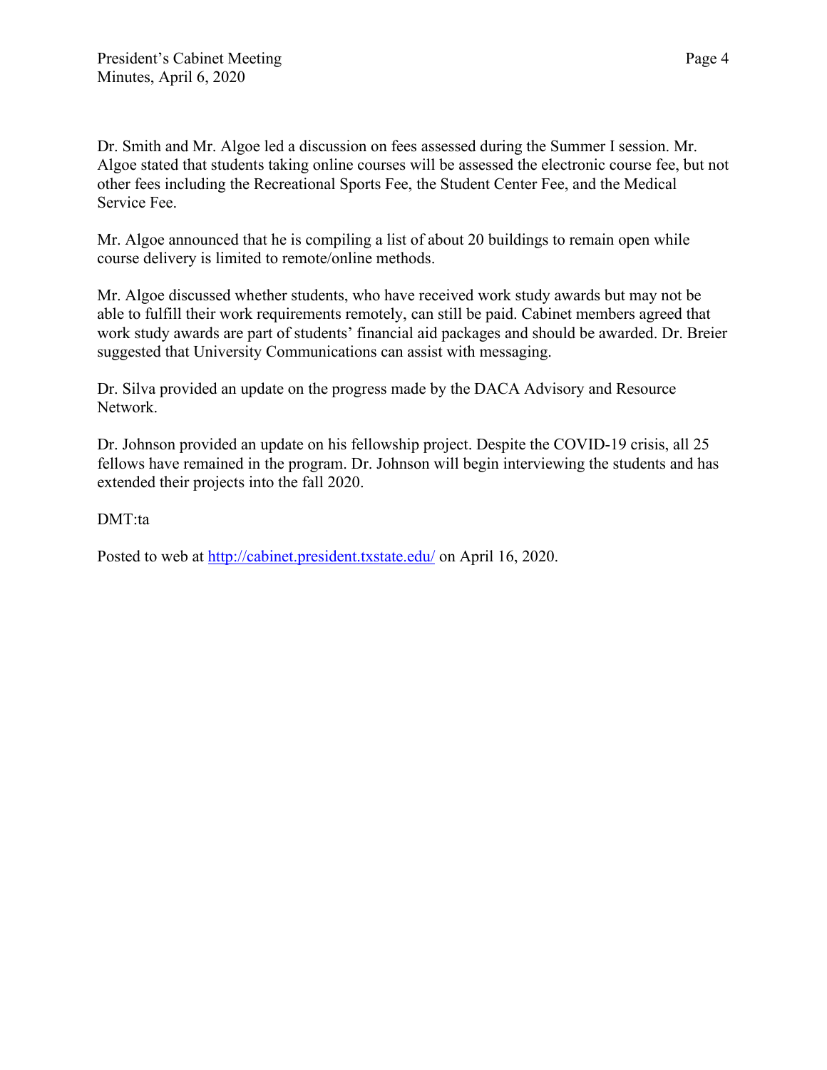Dr. Smith and Mr. Algoe led a discussion on fees assessed during the Summer I session. Mr. Algoe stated that students taking online courses will be assessed the electronic course fee, but not other fees including the Recreational Sports Fee, the Student Center Fee, and the Medical Service Fee.

Mr. Algoe announced that he is compiling a list of about 20 buildings to remain open while course delivery is limited to remote/online methods.

Mr. Algoe discussed whether students, who have received work study awards but may not be able to fulfill their work requirements remotely, can still be paid. Cabinet members agreed that work study awards are part of students' financial aid packages and should be awarded. Dr. Breier suggested that University Communications can assist with messaging.

Dr. Silva provided an update on the progress made by the DACA Advisory and Resource Network.

Dr. Johnson provided an update on his fellowship project. Despite the COVID-19 crisis, all 25 fellows have remained in the program. Dr. Johnson will begin interviewing the students and has extended their projects into the fall 2020.

DMT:ta

Posted to web at http://cabinet.president.txstate.edu/ on April 16, 2020.